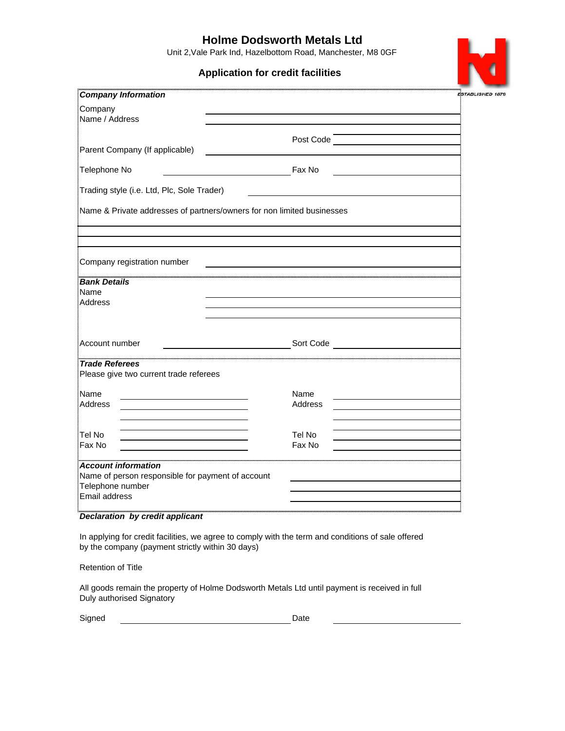# Holme Dodsworth Metals Ltd

Unit 2,Vale Park Ind, Hazelbottom Road, Manchester, M8 0GF

## Application for credit facilities

ESTABLISHED 1879

***Company Information***

Company Name / Address ______________________________

Post Code ______________

Parent Company (If applicable) ______________________________

Telephone No ______________ Fax No ______________

Trading style (i.e. Ltd, Plc, Sole Trader) ______________________________

Name & Private addresses of partners/owners for non limited businesses

______________________________

______________________________

Company registration number ______________________________

***Bank Details***

Name ______________________________

Address ______________________________

Account number ______________ Sort Code ______________

***Trade Referees***

Please give two current trade referees

| | | | |
|---|---|---|---|
| Name | | Name | |
| Address | | Address | |
| Tel No | | Tel No | |
| Fax No | | Fax No | |

***Account information***

Name of person responsible for payment of account ______________

Telephone number ______________

Email address ______________

***Declaration by credit applicant***

In applying for credit facilities, we agree to comply with the term and conditions of sale offered by the company (payment strictly within 30 days)

Retention of Title

All goods remain the property of Holme Dodsworth Metals Ltd until payment is received in full
Duly authorised Signatory

Signed ______________________ Date ______________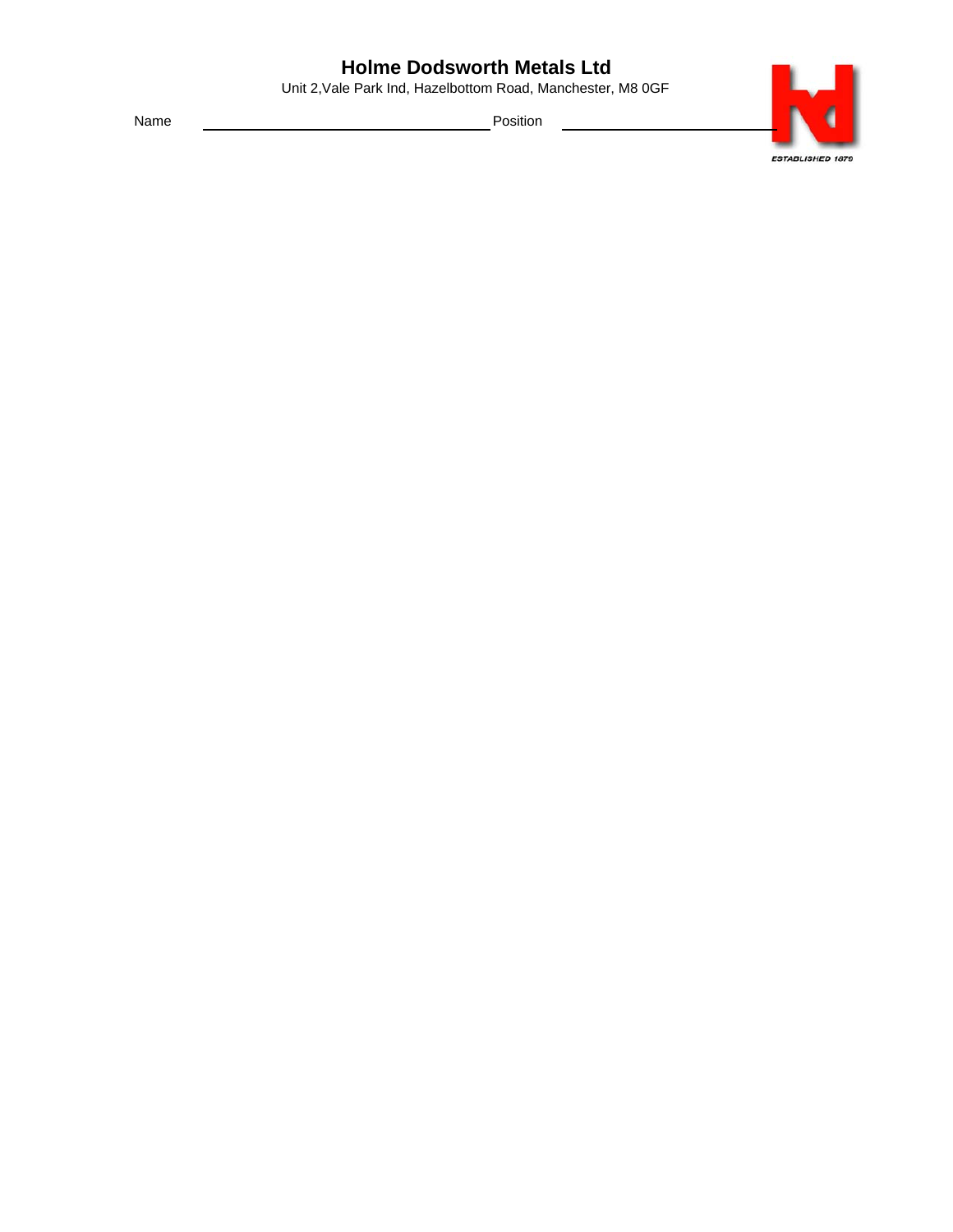**Holme Dodsworth Metals Ltd**

Unit 2,Vale Park Ind, Hazelbottom Road, Manchester, M8 0GF

Name ______________________________ Position ______________________

ESTABLISHED 1879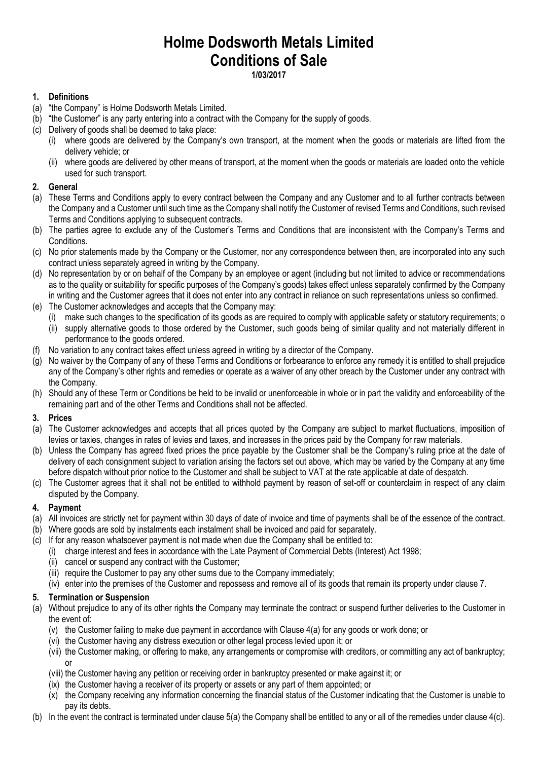# Holme Dodsworth Metals Limited
# Conditions of Sale

**1/03/2017**

## 1. Definitions

(a) "the Company" is Holme Dodsworth Metals Limited.

(b) "the Customer" is any party entering into a contract with the Company for the supply of goods.

(c) Delivery of goods shall be deemed to take place:

  (i) where goods are delivered by the Company's own transport, at the moment when the goods or materials are lifted from the delivery vehicle; or

  (ii) where goods are delivered by other means of transport, at the moment when the goods or materials are loaded onto the vehicle used for such transport.

## 2. General

(a) These Terms and Conditions apply to every contract between the Company and any Customer and to all further contracts between the Company and a Customer until such time as the Company shall notify the Customer of revised Terms and Conditions, such revised Terms and Conditions applying to subsequent contracts.

(b) The parties agree to exclude any of the Customer's Terms and Conditions that are inconsistent with the Company's Terms and Conditions.

(c) No prior statements made by the Company or the Customer, nor any correspondence between then, are incorporated into any such contract unless separately agreed in writing by the Company.

(d) No representation by or on behalf of the Company by an employee or agent (including but not limited to advice or recommendations as to the quality or suitability for specific purposes of the Company's goods) takes effect unless separately confirmed by the Company in writing and the Customer agrees that it does not enter into any contract in reliance on such representations unless so confirmed.

(e) The Customer acknowledges and accepts that the Company may:

  (i) make such changes to the specification of its goods as are required to comply with applicable safety or statutory requirements; o

  (ii) supply alternative goods to those ordered by the Customer, such goods being of similar quality and not materially different in performance to the goods ordered.

(f) No variation to any contract takes effect unless agreed in writing by a director of the Company.

(g) No waiver by the Company of any of these Terms and Conditions or forbearance to enforce any remedy it is entitled to shall prejudice any of the Company's other rights and remedies or operate as a waiver of any other breach by the Customer under any contract with the Company.

(h) Should any of these Term or Conditions be held to be invalid or unenforceable in whole or in part the validity and enforceability of the remaining part and of the other Terms and Conditions shall not be affected.

## 3. Prices

(a) The Customer acknowledges and accepts that all prices quoted by the Company are subject to market fluctuations, imposition of levies or taxies, changes in rates of levies and taxes, and increases in the prices paid by the Company for raw materials.

(b) Unless the Company has agreed fixed prices the price payable by the Customer shall be the Company's ruling price at the date of delivery of each consignment subject to variation arising the factors set out above, which may be varied by the Company at any time before dispatch without prior notice to the Customer and shall be subject to VAT at the rate applicable at date of despatch.

(c) The Customer agrees that it shall not be entitled to withhold payment by reason of set-off or counterclaim in respect of any claim disputed by the Company.

## 4. Payment

(a) All invoices are strictly net for payment within 30 days of date of invoice and time of payments shall be of the essence of the contract.

(b) Where goods are sold by instalments each instalment shall be invoiced and paid for separately.

(c) If for any reason whatsoever payment is not made when due the Company shall be entitled to:

  (i) charge interest and fees in accordance with the Late Payment of Commercial Debts (Interest) Act 1998;

  (ii) cancel or suspend any contract with the Customer;

  (iii) require the Customer to pay any other sums due to the Company immediately;

  (iv) enter into the premises of the Customer and repossess and remove all of its goods that remain its property under clause 7.

## 5. Termination or Suspension

(a) Without prejudice to any of its other rights the Company may terminate the contract or suspend further deliveries to the Customer in the event of:

  (v) the Customer failing to make due payment in accordance with Clause 4(a) for any goods or work done; or

  (vi) the Customer having any distress execution or other legal process levied upon it; or

  (vii) the Customer making, or offering to make, any arrangements or compromise with creditors, or committing any act of bankruptcy; or

  (viii) the Customer having any petition or receiving order in bankruptcy presented or make against it; or

  (ix) the Customer having a receiver of its property or assets or any part of them appointed; or

  (x) the Company receiving any information concerning the financial status of the Customer indicating that the Customer is unable to pay its debts.

(b) In the event the contract is terminated under clause 5(a) the Company shall be entitled to any or all of the remedies under clause 4(c).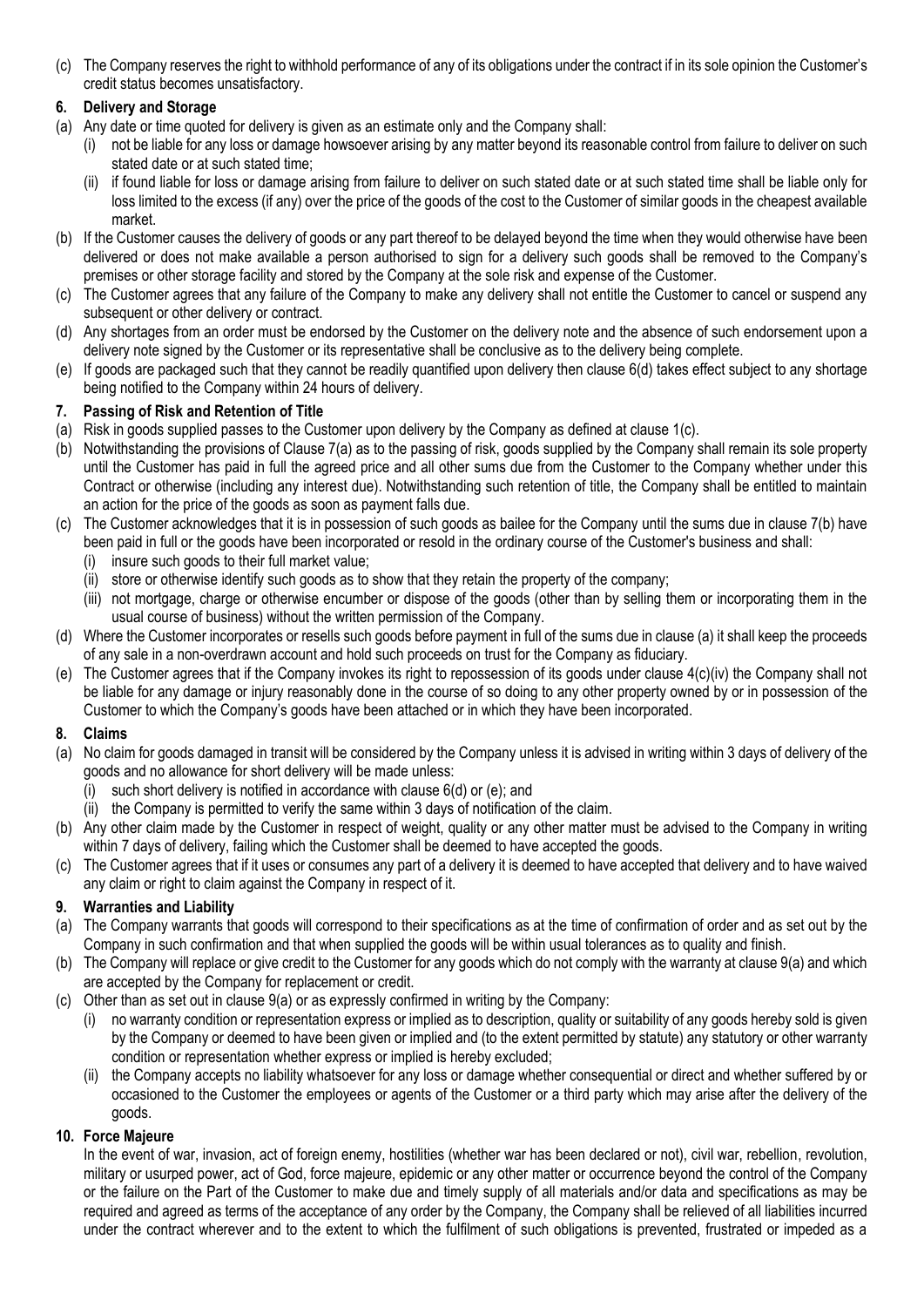(c) The Company reserves the right to withhold performance of any of its obligations under the contract if in its sole opinion the Customer's credit status becomes unsatisfactory.

## 6. Delivery and Storage

(a) Any date or time quoted for delivery is given as an estimate only and the Company shall:

   (i) not be liable for any loss or damage howsoever arising by any matter beyond its reasonable control from failure to deliver on such stated date or at such stated time;

   (ii) if found liable for loss or damage arising from failure to deliver on such stated date or at such stated time shall be liable only for loss limited to the excess (if any) over the price of the goods of the cost to the Customer of similar goods in the cheapest available market.

(b) If the Customer causes the delivery of goods or any part thereof to be delayed beyond the time when they would otherwise have been delivered or does not make available a person authorised to sign for a delivery such goods shall be removed to the Company's premises or other storage facility and stored by the Company at the sole risk and expense of the Customer.

(c) The Customer agrees that any failure of the Company to make any delivery shall not entitle the Customer to cancel or suspend any subsequent or other delivery or contract.

(d) Any shortages from an order must be endorsed by the Customer on the delivery note and the absence of such endorsement upon a delivery note signed by the Customer or its representative shall be conclusive as to the delivery being complete.

(e) If goods are packaged such that they cannot be readily quantified upon delivery then clause 6(d) takes effect subject to any shortage being notified to the Company within 24 hours of delivery.

## 7. Passing of Risk and Retention of Title

(a) Risk in goods supplied passes to the Customer upon delivery by the Company as defined at clause 1(c).

(b) Notwithstanding the provisions of Clause 7(a) as to the passing of risk, goods supplied by the Company shall remain its sole property until the Customer has paid in full the agreed price and all other sums due from the Customer to the Company whether under this Contract or otherwise (including any interest due). Notwithstanding such retention of title, the Company shall be entitled to maintain an action for the price of the goods as soon as payment falls due.

(c) The Customer acknowledges that it is in possession of such goods as bailee for the Company until the sums due in clause 7(b) have been paid in full or the goods have been incorporated or resold in the ordinary course of the Customer's business and shall:

   (i) insure such goods to their full market value;

   (ii) store or otherwise identify such goods as to show that they retain the property of the company;

   (iii) not mortgage, charge or otherwise encumber or dispose of the goods (other than by selling them or incorporating them in the usual course of business) without the written permission of the Company.

(d) Where the Customer incorporates or resells such goods before payment in full of the sums due in clause (a) it shall keep the proceeds of any sale in a non-overdrawn account and hold such proceeds on trust for the Company as fiduciary.

(e) The Customer agrees that if the Company invokes its right to repossession of its goods under clause 4(c)(iv) the Company shall not be liable for any damage or injury reasonably done in the course of so doing to any other property owned by or in possession of the Customer to which the Company's goods have been attached or in which they have been incorporated.

## 8. Claims

(a) No claim for goods damaged in transit will be considered by the Company unless it is advised in writing within 3 days of delivery of the goods and no allowance for short delivery will be made unless:

   (i) such short delivery is notified in accordance with clause 6(d) or (e); and

   (ii) the Company is permitted to verify the same within 3 days of notification of the claim.

(b) Any other claim made by the Customer in respect of weight, quality or any other matter must be advised to the Company in writing within 7 days of delivery, failing which the Customer shall be deemed to have accepted the goods.

(c) The Customer agrees that if it uses or consumes any part of a delivery it is deemed to have accepted that delivery and to have waived any claim or right to claim against the Company in respect of it.

## 9. Warranties and Liability

(a) The Company warrants that goods will correspond to their specifications as at the time of confirmation of order and as set out by the Company in such confirmation and that when supplied the goods will be within usual tolerances as to quality and finish.

(b) The Company will replace or give credit to the Customer for any goods which do not comply with the warranty at clause 9(a) and which are accepted by the Company for replacement or credit.

(c) Other than as set out in clause 9(a) or as expressly confirmed in writing by the Company:

   (i) no warranty condition or representation express or implied as to description, quality or suitability of any goods hereby sold is given by the Company or deemed to have been given or implied and (to the extent permitted by statute) any statutory or other warranty condition or representation whether express or implied is hereby excluded;

   (ii) the Company accepts no liability whatsoever for any loss or damage whether consequential or direct and whether suffered by or occasioned to the Customer the employees or agents of the Customer or a third party which may arise after the delivery of the goods.

## 10. Force Majeure

In the event of war, invasion, act of foreign enemy, hostilities (whether war has been declared or not), civil war, rebellion, revolution, military or usurped power, act of God, force majeure, epidemic or any other matter or occurrence beyond the control of the Company or the failure on the Part of the Customer to make due and timely supply of all materials and/or data and specifications as may be required and agreed as terms of the acceptance of any order by the Company, the Company shall be relieved of all liabilities incurred under the contract wherever and to the extent to which the fulfilment of such obligations is prevented, frustrated or impeded as a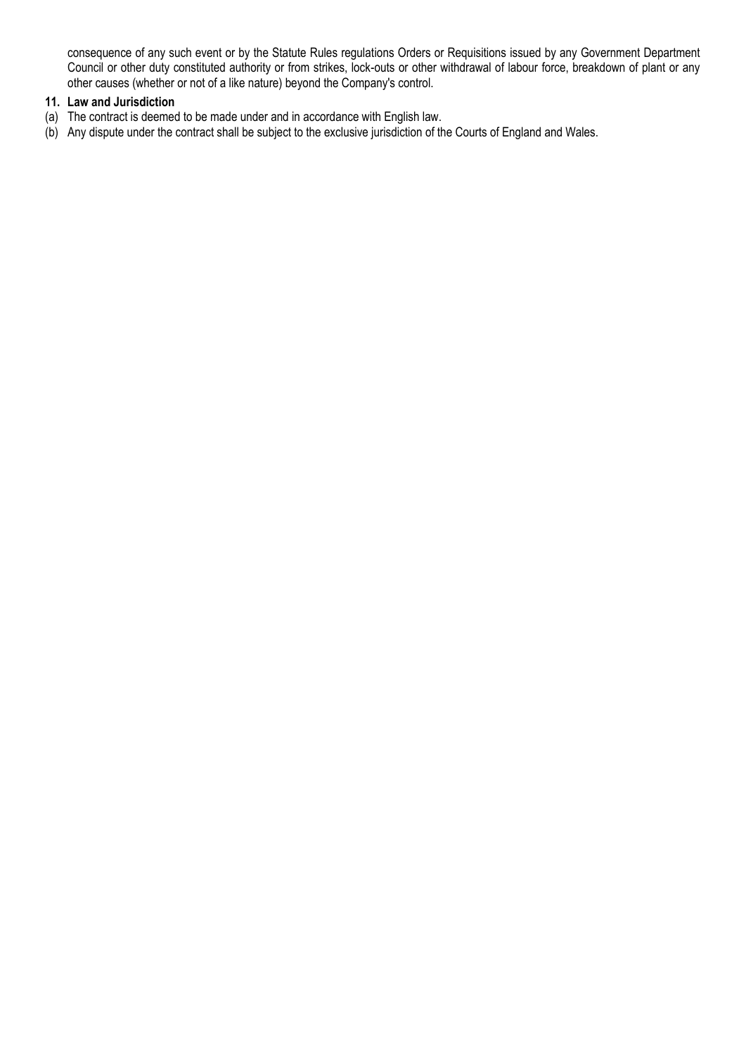consequence of any such event or by the Statute Rules regulations Orders or Requisitions issued by any Government Department Council or other duty constituted authority or from strikes, lock-outs or other withdrawal of labour force, breakdown of plant or any other causes (whether or not of a like nature) beyond the Company's control.

**11. Law and Jurisdiction**

(a) The contract is deemed to be made under and in accordance with English law.

(b) Any dispute under the contract shall be subject to the exclusive jurisdiction of the Courts of England and Wales.